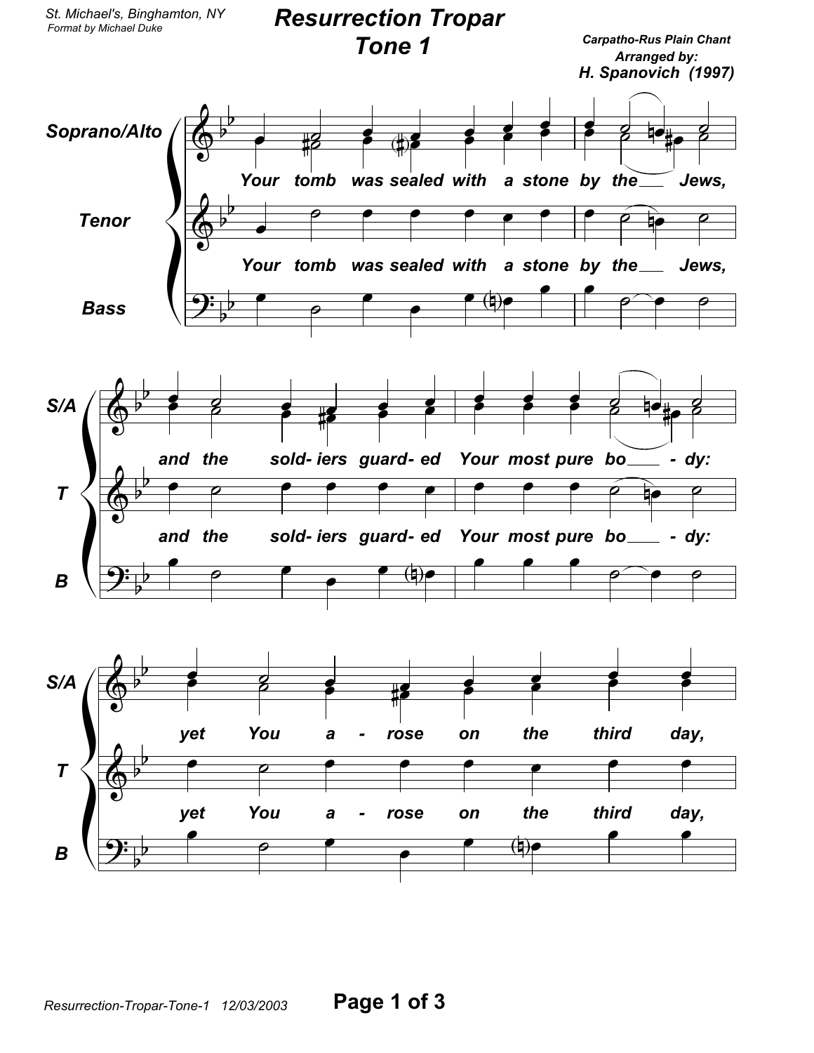St. Michael's, Binghamton, NY
Format by Michael Duke

# Resurrection Tropar
## Tone 1

**Carpatho-Rus Plain Chant**
**Arranged by:**
**H. Spanovich (1997)**

Soprano/Alto, Tenor, Bass

*Your tomb was sealed with a stone by the ___ Jews,*

*and the sold- iers guard- ed Your most pure bo ___ - dy:*

*yet You a - rose on the third day,*

Resurrection-Tropar-Tone-1 12/03/2003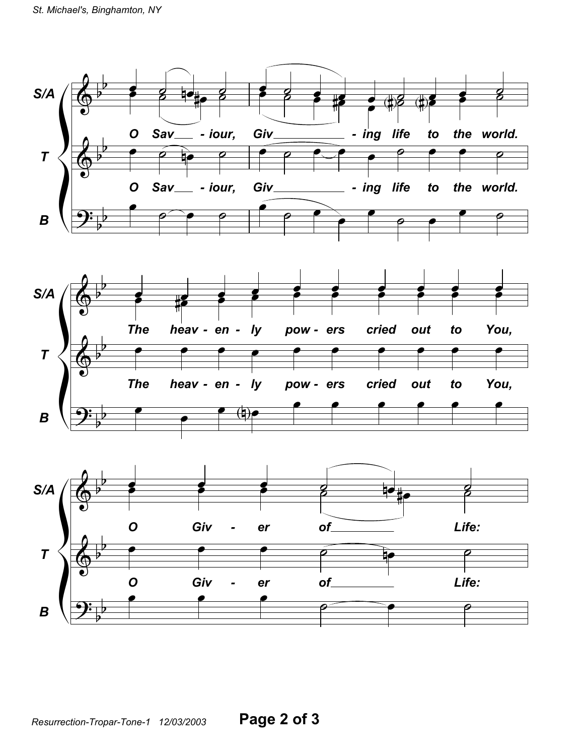S/A: O Sav - iour, Giv - ing life to the world.

T: O Sav - iour, Giv - ing life to the world.

B

S/A: The heav - en - ly pow - ers cried out to You,

T: The heav - en - ly pow - ers cried out to You,

B

S/A: O Giv - er of Life:

T: O Giv - er of Life:

B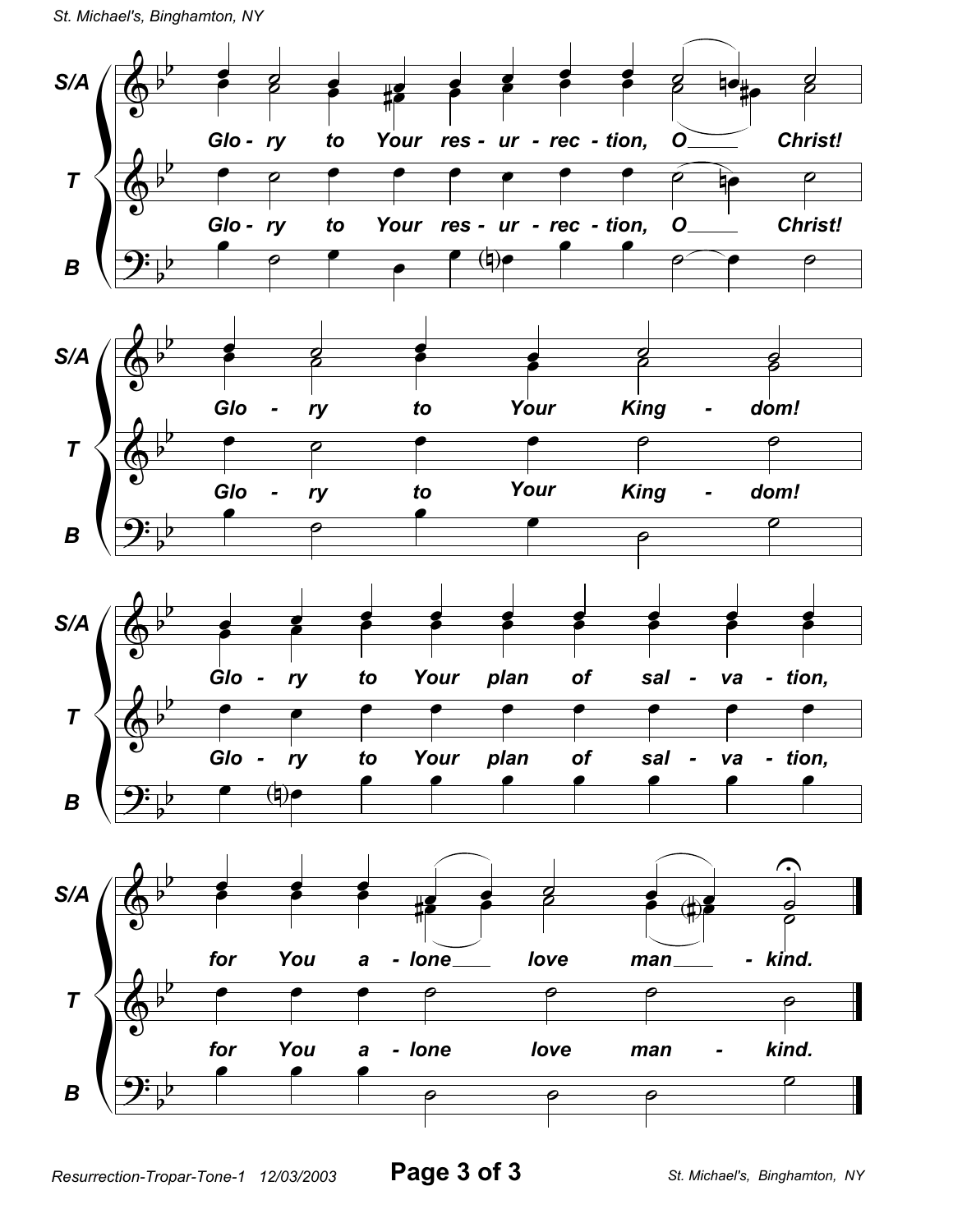Glo - ry to Your res - ur - rec - tion, O Christ!

Glo - ry to Your King - dom!

Glo - ry to Your plan of sal - va - tion,

for You a - lone love man - kind.